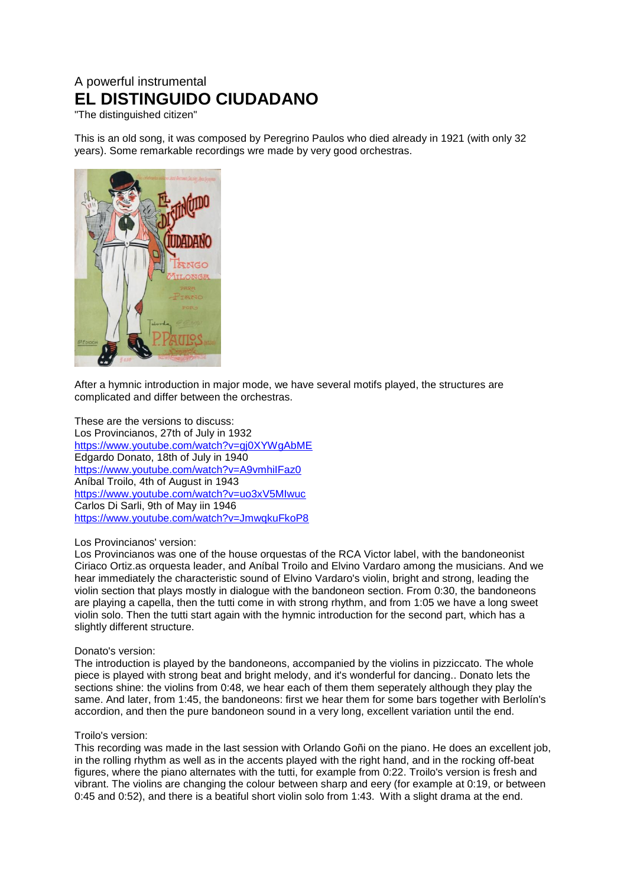A powerful instrumental

# EL DISTINGUIDO CIUDADANO

"The distinguished citizen"

This is an old song, it was composed by Peregrino Paulos who died already in 1921 (with only 32 years). Some remarkable recordings wre made by very good orchestras.

After a hymnic introduction in major mode, we have several motifs played, the structures are complicated and differ between the orchestras.

These are the versions to discuss:
Los Provincianos, 27th of July in 1932
https://www.youtube.com/watch?v=gj0XYWgAbME
Edgardo Donato, 18th of July in 1940
https://www.youtube.com/watch?v=A9vmhiIFaz0
Aníbal Troilo, 4th of August in 1943
https://www.youtube.com/watch?v=uo3xV5MIwuc
Carlos Di Sarli, 9th of May iin 1946
https://www.youtube.com/watch?v=JmwqkuFkoP8

Los Provincianos' version:
Los Provincianos was one of the house orquestas of the RCA Victor label, with the bandoneonist Ciriaco Ortiz.as orquesta leader, and Aníbal Troilo and Elvino Vardaro among the musicians. And we hear immediately the characteristic sound of Elvino Vardaro's violin, bright and strong, leading the violin section that plays mostly in dialogue with the bandoneon section. From 0:30, the bandoneons are playing a capella, then the tutti come in with strong rhythm, and from 1:05 we have a long sweet violin solo. Then the tutti start again with the hymnic introduction for the second part, which has a slightly different structure.

Donato's version:
The introduction is played by the bandoneons, accompanied by the violins in pizziccato. The whole piece is played with strong beat and bright melody, and it's wonderful for dancing.. Donato lets the sections shine: the violins from 0:48, we hear each of them them seperately although they play the same. And later, from 1:45, the bandoneons: first we hear them for some bars together with Berlolín's accordion, and then the pure bandoneon sound in a very long, excellent variation until the end.

Troilo's version:
This recording was made in the last session with Orlando Goñi on the piano. He does an excellent job, in the rolling rhythm as well as in the accents played with the right hand, and in the rocking off-beat figures, where the piano alternates with the tutti, for example from 0:22. Troilo's version is fresh and vibrant. The violins are changing the colour between sharp and eery (for example at 0:19, or between 0:45 and 0:52), and there is a beatiful short violin solo from 1:43. With a slight drama at the end.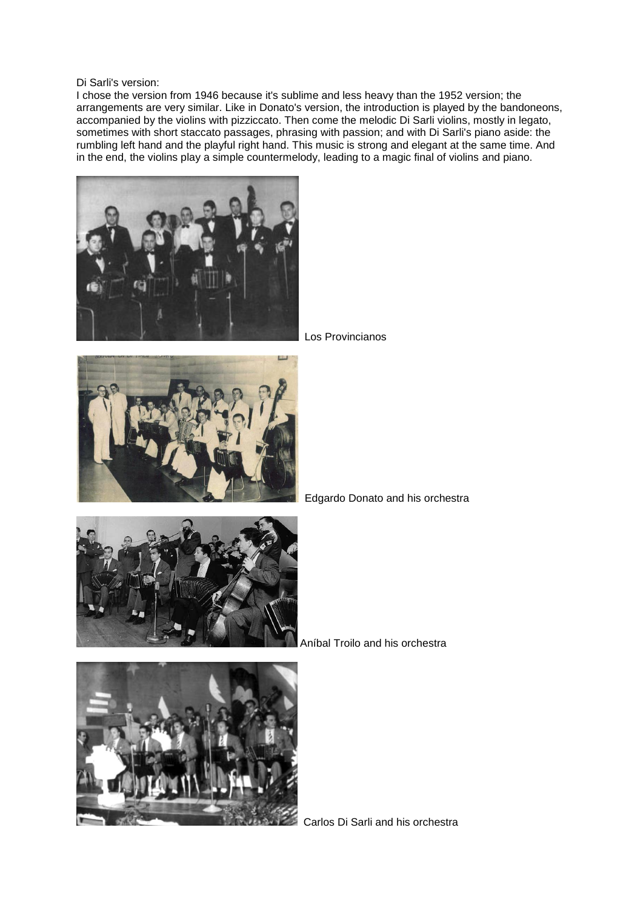Di Sarli's version:

I chose the version from 1946 because it's sublime and less heavy than the 1952 version; the arrangements are very similar. Like in Donato's version, the introduction is played by the bandoneons, accompanied by the violins with pizziccato. Then come the melodic Di Sarli violins, mostly in legato, sometimes with short staccato passages, phrasing with passion; and with Di Sarli's piano aside: the rumbling left hand and the playful right hand. This music is strong and elegant at the same time. And in the end, the violins play a simple countermelody, leading to a magic final of violins and piano.

Los Provincianos

Edgardo Donato and his orchestra

Aníbal Troilo and his orchestra

Carlos Di Sarli and his orchestra